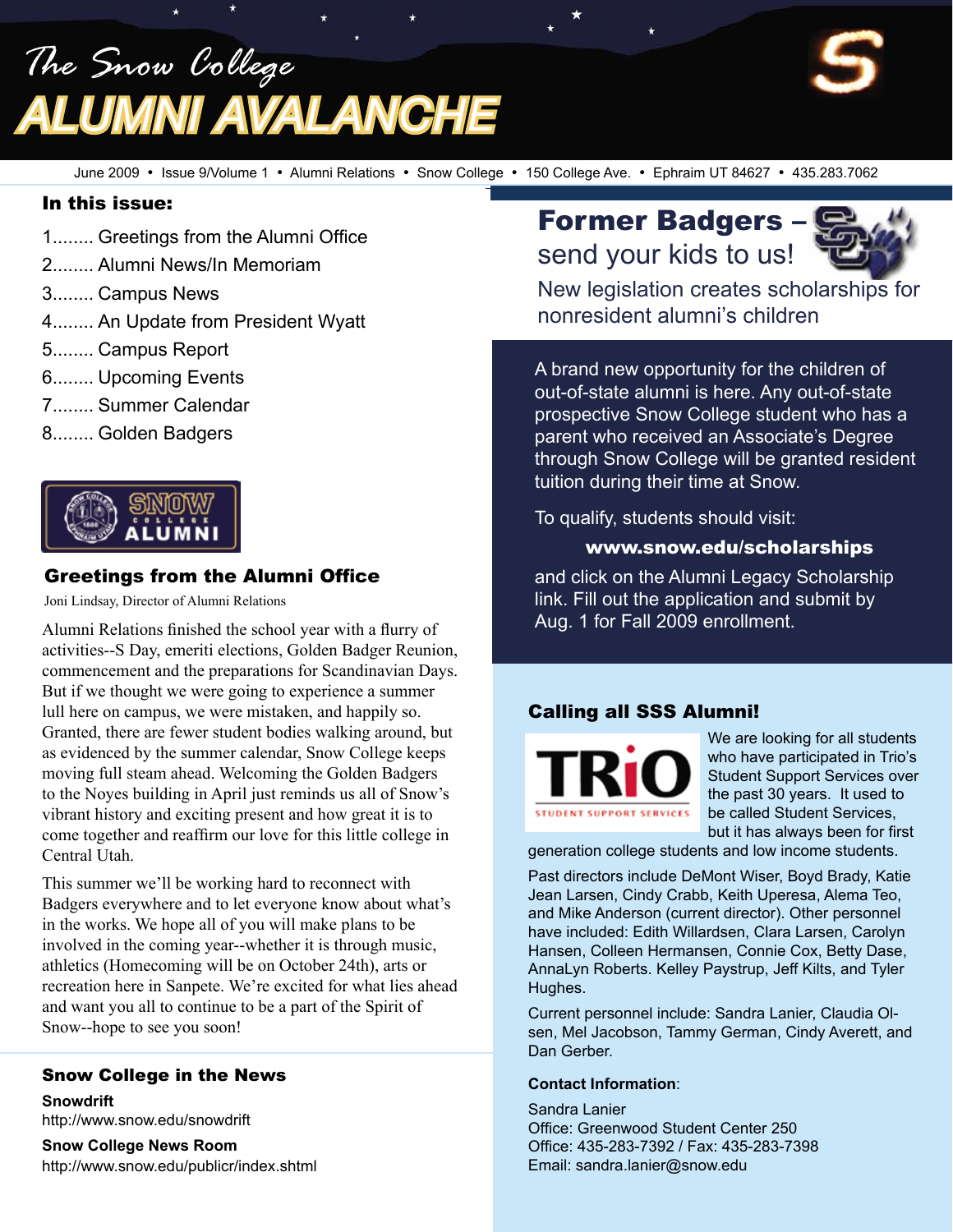# The Snow College ALUMNI AVALANCHE

June 2009 • Issue 9/Volume 1 • Alumni Relations • Snow College • 150 College Ave. • Ephraim UT 84627 • 435.283.7062

## In this issue:

1........ Greetings from the Alumni Office
2........ Alumni News/In Memoriam
3........ Campus News
4........ An Update from President Wyatt
5........ Campus Report
6........ Upcoming Events
7........ Summer Calendar
8........ Golden Badgers

## Greetings from the Alumni Office

Joni Lindsay, Director of Alumni Relations

Alumni Relations finished the school year with a flurry of activities--S Day, emeriti elections, Golden Badger Reunion, commencement and the preparations for Scandinavian Days. But if we thought we were going to experience a summer lull here on campus, we were mistaken, and happily so. Granted, there are fewer student bodies walking around, but as evidenced by the summer calendar, Snow College keeps moving full steam ahead. Welcoming the Golden Badgers to the Noyes building in April just reminds us all of Snow's vibrant history and exciting present and how great it is to come together and reaffirm our love for this little college in Central Utah.

This summer we'll be working hard to reconnect with Badgers everywhere and to let everyone know about what's in the works. We hope all of you will make plans to be involved in the coming year--whether it is through music, athletics (Homecoming will be on October 24th), arts or recreation here in Sanpete. We're excited for what lies ahead and want you all to continue to be a part of the Spirit of Snow--hope to see you soon!

## Snow College in the News

**Snowdrift**
http://www.snow.edu/snowdrift

**Snow College News Room**
http://www.snow.edu/publicr/index.shtml

## Former Badgers – send your kids to us!

New legislation creates scholarships for nonresident alumni's children

A brand new opportunity for the children of out-of-state alumni is here. Any out-of-state prospective Snow College student who has a parent who received an Associate's Degree through Snow College will be granted resident tuition during their time at Snow.

To qualify, students should visit:

**www.snow.edu/scholarships**

and click on the Alumni Legacy Scholarship link. Fill out the application and submit by Aug. 1 for Fall 2009 enrollment.

## Calling all SSS Alumni!

We are looking for all students who have participated in Trio's Student Support Services over the past 30 years. It used to be called Student Services, but it has always been for first generation college students and low income students.

Past directors include DeMont Wiser, Boyd Brady, Katie Jean Larsen, Cindy Crabb, Keith Uperesa, Alema Teo, and Mike Anderson (current director). Other personnel have included: Edith Willardsen, Clara Larsen, Carolyn Hansen, Colleen Hermansen, Connie Cox, Betty Dase, AnnaLyn Roberts. Kelley Paystrup, Jeff Kilts, and Tyler Hughes.

Current personnel include: Sandra Lanier, Claudia Olsen, Mel Jacobson, Tammy German, Cindy Averett, and Dan Gerber.

**Contact Information**:

Sandra Lanier
Office: Greenwood Student Center 250
Office: 435-283-7392 / Fax: 435-283-7398
Email: sandra.lanier@snow.edu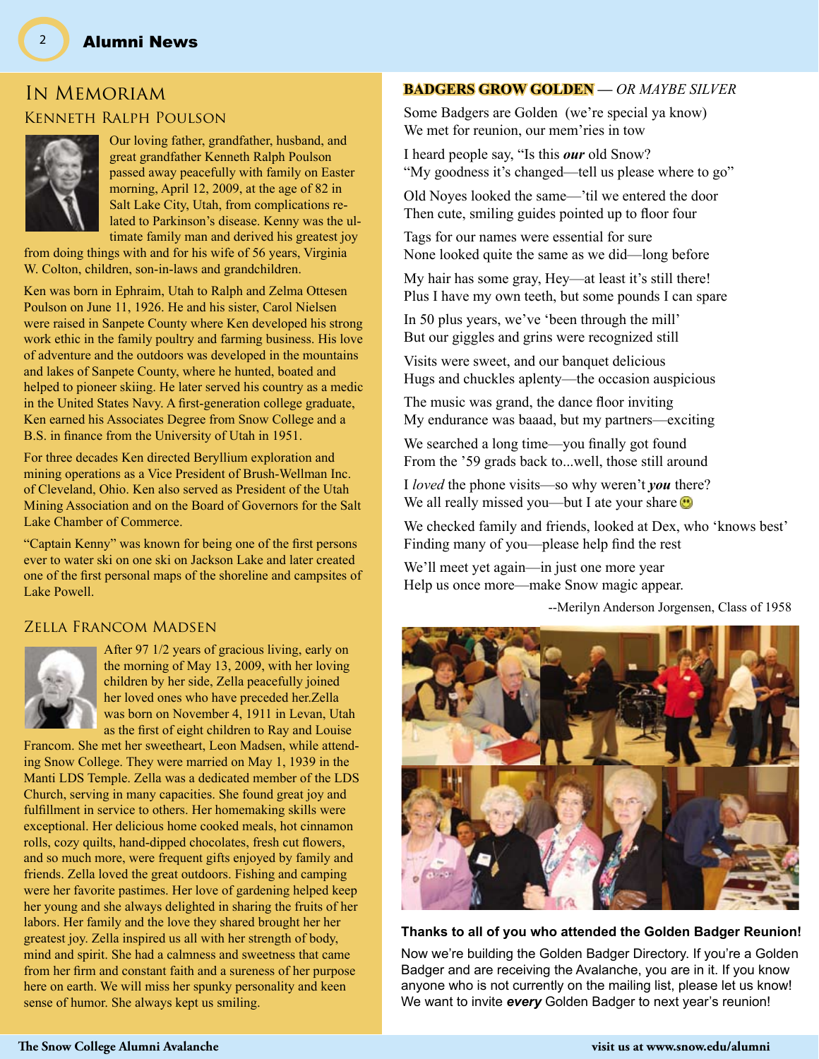# In Memoriam

## Kenneth Ralph Poulson

Our loving father, grandfather, husband, and great grandfather Kenneth Ralph Poulson passed away peacefully with family on Easter morning, April 12, 2009, at the age of 82 in Salt Lake City, Utah, from complications related to Parkinson's disease. Kenny was the ultimate family man and derived his greatest joy from doing things with and for his wife of 56 years, Virginia W. Colton, children, son-in-laws and grandchildren.

Ken was born in Ephraim, Utah to Ralph and Zelma Ottesen Poulson on June 11, 1926. He and his sister, Carol Nielsen were raised in Sanpete County where Ken developed his strong work ethic in the family poultry and farming business. His love of adventure and the outdoors was developed in the mountains and lakes of Sanpete County, where he hunted, boated and helped to pioneer skiing. He later served his country as a medic in the United States Navy. A first-generation college graduate, Ken earned his Associates Degree from Snow College and a B.S. in finance from the University of Utah in 1951.

For three decades Ken directed Beryllium exploration and mining operations as a Vice President of Brush-Wellman Inc. of Cleveland, Ohio. Ken also served as President of the Utah Mining Association and on the Board of Governors for the Salt Lake Chamber of Commerce.

"Captain Kenny" was known for being one of the first persons ever to water ski on one ski on Jackson Lake and later created one of the first personal maps of the shoreline and campsites of Lake Powell.

## Zella Francom Madsen

After 97 1/2 years of gracious living, early on the morning of May 13, 2009, with her loving children by her side, Zella peacefully joined her loved ones who have preceded her.Zella was born on November 4, 1911 in Levan, Utah as the first of eight children to Ray and Louise Francom. She met her sweetheart, Leon Madsen, while attending Snow College. They were married on May 1, 1939 in the Manti LDS Temple. Zella was a dedicated member of the LDS Church, serving in many capacities. She found great joy and fulfillment in service to others. Her homemaking skills were exceptional. Her delicious home cooked meals, hot cinnamon rolls, cozy quilts, hand-dipped chocolates, fresh cut flowers, and so much more, were frequent gifts enjoyed by family and friends. Zella loved the great outdoors. Fishing and camping were her favorite pastimes. Her love of gardening helped keep her young and she always delighted in sharing the fruits of her labors. Her family and the love they shared brought her her greatest joy. Zella inspired us all with her strength of body, mind and spirit. She had a calmness and sweetness that came from her firm and constant faith and a sureness of her purpose here on earth. We will miss her spunky personality and keen sense of humor. She always kept us smiling.

## **Badgers Grow Golden** — *or maybe silver*

Some Badgers are Golden (we're special ya know)
We met for reunion, our mem'ries in tow

I heard people say, "Is this ***our*** old Snow?
"My goodness it's changed—tell us please where to go"

Old Noyes looked the same—'til we entered the door
Then cute, smiling guides pointed up to floor four

Tags for our names were essential for sure
None looked quite the same as we did—long before

My hair has some gray, Hey—at least it's still there!
Plus I have my own teeth, but some pounds I can spare

In 50 plus years, we've 'been through the mill'
But our giggles and grins were recognized still

Visits were sweet, and our banquet delicious
Hugs and chuckles aplenty—the occasion auspicious

The music was grand, the dance floor inviting
My endurance was baaad, but my partners—exciting

We searched a long time—you finally got found
From the '59 grads back to...well, those still around

I *loved* the phone visits—so why weren't ***you*** there?
We all really missed you—but I ate your share ☺

We checked family and friends, looked at Dex, who 'knows best'
Finding many of you—please help find the rest

We'll meet yet again—in just one more year
Help us once more—make Snow magic appear.

--Merilyn Anderson Jorgensen, Class of 1958

**Thanks to all of you who attended the Golden Badger Reunion!**

Now we're building the Golden Badger Directory. If you're a Golden Badger and are receiving the Avalanche, you are in it. If you know anyone who is not currently on the mailing list, please let us know! We want to invite ***every*** Golden Badger to next year's reunion!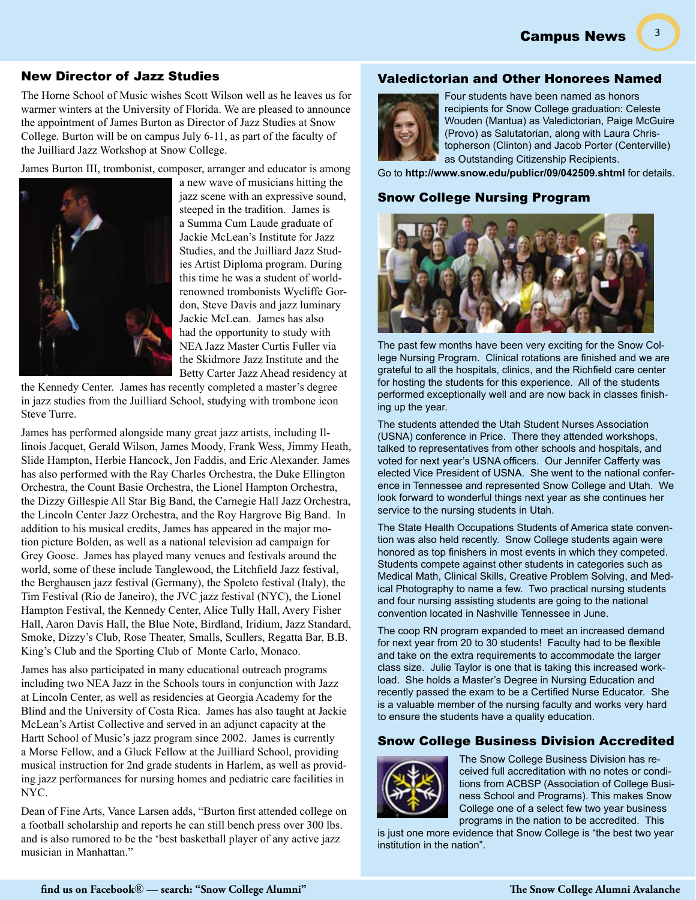## New Director of Jazz Studies

The Horne School of Music wishes Scott Wilson well as he leaves us for warmer winters at the University of Florida. We are pleased to announce the appointment of James Burton as Director of Jazz Studies at Snow College. Burton will be on campus July 6-11, as part of the faculty of the Juilliard Jazz Workshop at Snow College.

James Burton III, trombonist, composer, arranger and educator is among a new wave of musicians hitting the jazz scene with an expressive sound, steeped in the tradition. James is a Summa Cum Laude graduate of Jackie McLean's Institute for Jazz Studies, and the Juilliard Jazz Studies Artist Diploma program. During this time he was a student of world-renowned trombonists Wycliffe Gordon, Steve Davis and jazz luminary Jackie McLean. James has also had the opportunity to study with NEA Jazz Master Curtis Fuller via the Skidmore Jazz Institute and the Betty Carter Jazz Ahead residency at the Kennedy Center. James has recently completed a master's degree in jazz studies from the Juilliard School, studying with trombone icon Steve Turre.

James has performed alongside many great jazz artists, including Illinois Jacquet, Gerald Wilson, James Moody, Frank Wess, Jimmy Heath, Slide Hampton, Herbie Hancock, Jon Faddis, and Eric Alexander. James has also performed with the Ray Charles Orchestra, the Duke Ellington Orchestra, the Count Basie Orchestra, the Lionel Hampton Orchestra, the Dizzy Gillespie All Star Big Band, the Carnegie Hall Jazz Orchestra, the Lincoln Center Jazz Orchestra, and the Roy Hargrove Big Band. In addition to his musical credits, James has appeared in the major motion picture Bolden, as well as a national television ad campaign for Grey Goose. James has played many venues and festivals around the world, some of these include Tanglewood, the Litchfield Jazz festival, the Berghausen jazz festival (Germany), the Spoleto festival (Italy), the Tim Festival (Rio de Janeiro), the JVC jazz festival (NYC), the Lionel Hampton Festival, the Kennedy Center, Alice Tully Hall, Avery Fisher Hall, Aaron Davis Hall, the Blue Note, Birdland, Iridium, Jazz Standard, Smoke, Dizzy's Club, Rose Theater, Smalls, Scullers, Regatta Bar, B.B. King's Club and the Sporting Club of Monte Carlo, Monaco.

James has also participated in many educational outreach programs including two NEA Jazz in the Schools tours in conjunction with Jazz at Lincoln Center, as well as residencies at Georgia Academy for the Blind and the University of Costa Rica. James has also taught at Jackie McLean's Artist Collective and served in an adjunct capacity at the Hartt School of Music's jazz program since 2002. James is currently a Morse Fellow, and a Gluck Fellow at the Juilliard School, providing musical instruction for 2nd grade students in Harlem, as well as providing jazz performances for nursing homes and pediatric care facilities in NYC.

Dean of Fine Arts, Vance Larsen adds, "Burton first attended college on a football scholarship and reports he can still bench press over 300 lbs. and is also rumored to be the 'best basketball player of any active jazz musician in Manhattan."

## Valedictorian and Other Honorees Named

Four students have been named as honors recipients for Snow College graduation: Celeste Wouden (Mantua) as Valedictorian, Paige McGuire (Provo) as Salutatorian, along with Laura Christopherson (Clinton) and Jacob Porter (Centerville) as Outstanding Citizenship Recipients.

Go to **http://www.snow.edu/publicr/09/042509.shtml** for details.

## Snow College Nursing Program

The past few months have been very exciting for the Snow College Nursing Program. Clinical rotations are finished and we are grateful to all the hospitals, clinics, and the Richfield care center for hosting the students for this experience. All of the students performed exceptionally well and are now back in classes finishing up the year.

The students attended the Utah Student Nurses Association (USNA) conference in Price. There they attended workshops, talked to representatives from other schools and hospitals, and voted for next year's USNA officers. Our Jennifer Cafferty was elected Vice President of USNA. She went to the national conference in Tennessee and represented Snow College and Utah. We look forward to wonderful things next year as she continues her service to the nursing students in Utah.

The State Health Occupations Students of America state convention was also held recently. Snow College students again were honored as top finishers in most events in which they competed. Students compete against other students in categories such as Medical Math, Clinical Skills, Creative Problem Solving, and Medical Photography to name a few. Two practical nursing students and four nursing assisting students are going to the national convention located in Nashville Tennessee in June.

The coop RN program expanded to meet an increased demand for next year from 20 to 30 students! Faculty had to be flexible and take on the extra requirements to accommodate the larger class size. Julie Taylor is one that is taking this increased workload. She holds a Master's Degree in Nursing Education and recently passed the exam to be a Certified Nurse Educator. She is a valuable member of the nursing faculty and works very hard to ensure the students have a quality education.

## Snow College Business Division Accredited

The Snow College Business Division has received full accreditation with no notes or conditions from ACBSP (Association of College Business School and Programs). This makes Snow College one of a select few two year business programs in the nation to be accredited. This is just one more evidence that Snow College is "the best two year institution in the nation".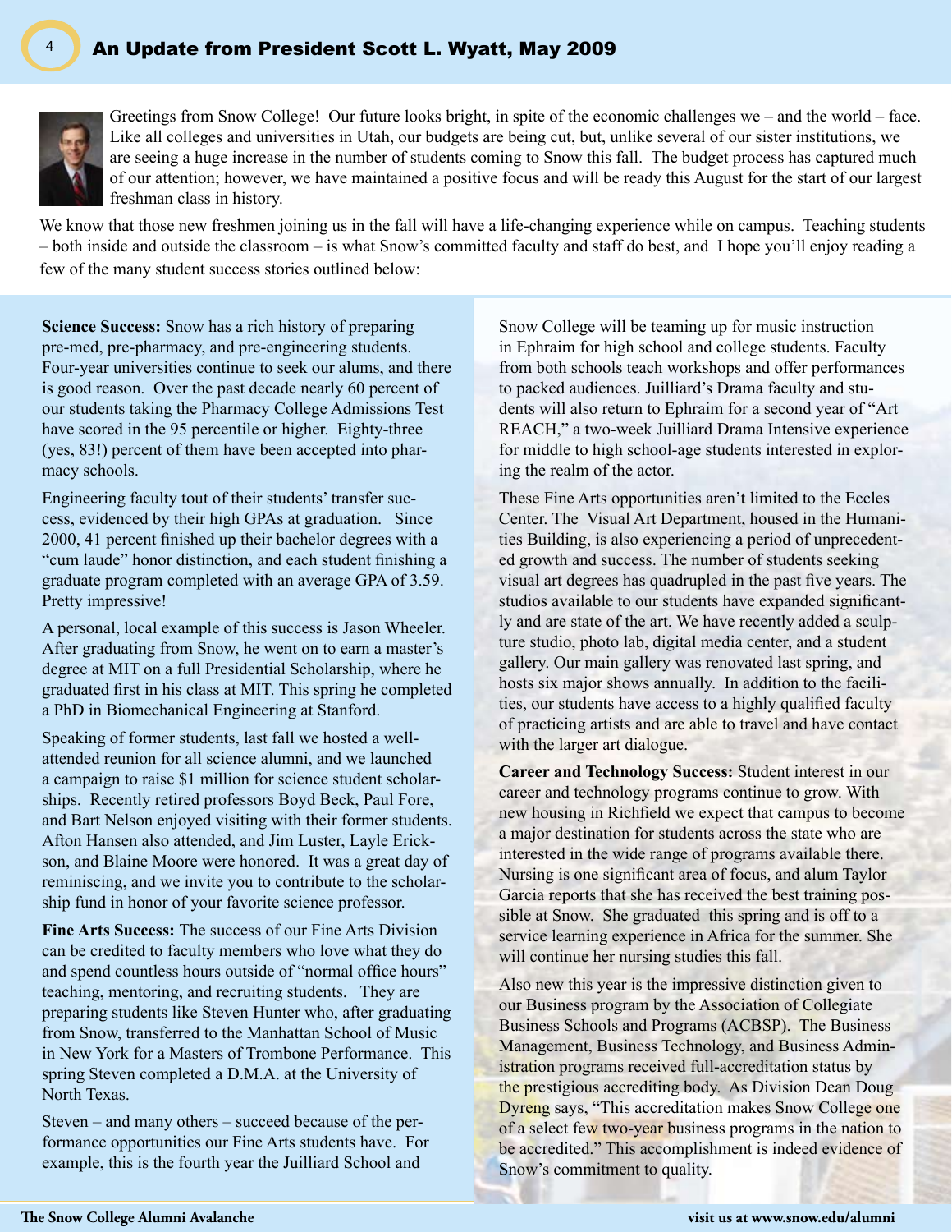## An Update from President Scott L. Wyatt, May 2009

Greetings from Snow College! Our future looks bright, in spite of the economic challenges we – and the world – face. Like all colleges and universities in Utah, our budgets are being cut, but, unlike several of our sister institutions, we are seeing a huge increase in the number of students coming to Snow this fall. The budget process has captured much of our attention; however, we have maintained a positive focus and will be ready this August for the start of our largest freshman class in history.

We know that those new freshmen joining us in the fall will have a life-changing experience while on campus. Teaching students – both inside and outside the classroom – is what Snow's committed faculty and staff do best, and I hope you'll enjoy reading a few of the many student success stories outlined below:

**Science Success:** Snow has a rich history of preparing pre-med, pre-pharmacy, and pre-engineering students. Four-year universities continue to seek our alums, and there is good reason. Over the past decade nearly 60 percent of our students taking the Pharmacy College Admissions Test have scored in the 95 percentile or higher. Eighty-three (yes, 83!) percent of them have been accepted into pharmacy schools.

Engineering faculty tout of their students' transfer success, evidenced by their high GPAs at graduation. Since 2000, 41 percent finished up their bachelor degrees with a "cum laude" honor distinction, and each student finishing a graduate program completed with an average GPA of 3.59. Pretty impressive!

A personal, local example of this success is Jason Wheeler. After graduating from Snow, he went on to earn a master's degree at MIT on a full Presidential Scholarship, where he graduated first in his class at MIT. This spring he completed a PhD in Biomechanical Engineering at Stanford.

Speaking of former students, last fall we hosted a well-attended reunion for all science alumni, and we launched a campaign to raise $1 million for science student scholarships. Recently retired professors Boyd Beck, Paul Fore, and Bart Nelson enjoyed visiting with their former students. Afton Hansen also attended, and Jim Luster, Layle Erickson, and Blaine Moore were honored. It was a great day of reminiscing, and we invite you to contribute to the scholarship fund in honor of your favorite science professor.

**Fine Arts Success:** The success of our Fine Arts Division can be credited to faculty members who love what they do and spend countless hours outside of "normal office hours" teaching, mentoring, and recruiting students. They are preparing students like Steven Hunter who, after graduating from Snow, transferred to the Manhattan School of Music in New York for a Masters of Trombone Performance. This spring Steven completed a D.M.A. at the University of North Texas.

Steven – and many others – succeed because of the performance opportunities our Fine Arts students have. For example, this is the fourth year the Juilliard School and Snow College will be teaming up for music instruction in Ephraim for high school and college students. Faculty from both schools teach workshops and offer performances to packed audiences. Juilliard's Drama faculty and students will also return to Ephraim for a second year of "Art REACH," a two-week Juilliard Drama Intensive experience for middle to high school-age students interested in exploring the realm of the actor.

These Fine Arts opportunities aren't limited to the Eccles Center. The Visual Art Department, housed in the Humanities Building, is also experiencing a period of unprecedented growth and success. The number of students seeking visual art degrees has quadrupled in the past five years. The studios available to our students have expanded significantly and are state of the art. We have recently added a sculpture studio, photo lab, digital media center, and a student gallery. Our main gallery was renovated last spring, and hosts six major shows annually. In addition to the facilities, our students have access to a highly qualified faculty of practicing artists and are able to travel and have contact with the larger art dialogue.

**Career and Technology Success:** Student interest in our career and technology programs continue to grow. With new housing in Richfield we expect that campus to become a major destination for students across the state who are interested in the wide range of programs available there. Nursing is one significant area of focus, and alum Taylor Garcia reports that she has received the best training possible at Snow. She graduated this spring and is off to a service learning experience in Africa for the summer. She will continue her nursing studies this fall.

Also new this year is the impressive distinction given to our Business program by the Association of Collegiate Business Schools and Programs (ACBSP). The Business Management, Business Technology, and Business Administration programs received full-accreditation status by the prestigious accrediting body. As Division Dean Doug Dyreng says, "This accreditation makes Snow College one of a select few two-year business programs in the nation to be accredited." This accomplishment is indeed evidence of Snow's commitment to quality.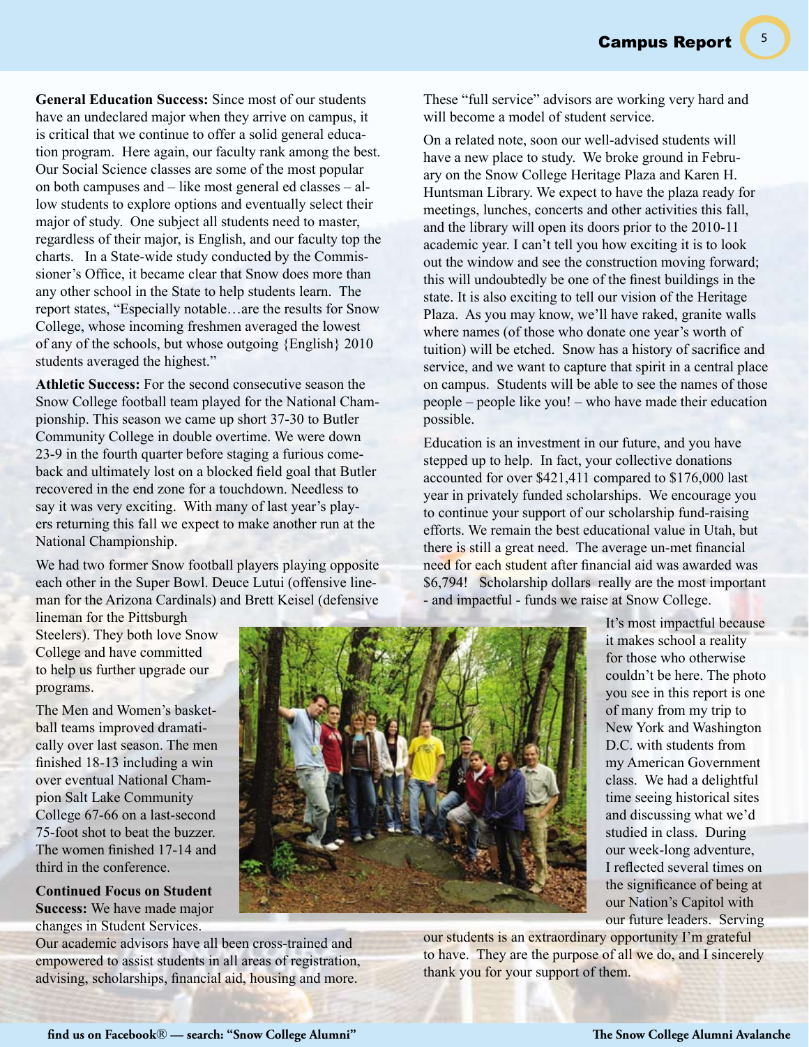**General Education Success:** Since most of our students have an undeclared major when they arrive on campus, it is critical that we continue to offer a solid general education program. Here again, our faculty rank among the best. Our Social Science classes are some of the most popular on both campuses and – like most general ed classes – allow students to explore options and eventually select their major of study. One subject all students need to master, regardless of their major, is English, and our faculty top the charts. In a State-wide study conducted by the Commissioner's Office, it became clear that Snow does more than any other school in the State to help students learn. The report states, "Especially notable…are the results for Snow College, whose incoming freshmen averaged the lowest of any of the schools, but whose outgoing {English} 2010 students averaged the highest."

**Athletic Success:** For the second consecutive season the Snow College football team played for the National Championship. This season we came up short 37-30 to Butler Community College in double overtime. We were down 23-9 in the fourth quarter before staging a furious comeback and ultimately lost on a blocked field goal that Butler recovered in the end zone for a touchdown. Needless to say it was very exciting. With many of last year's players returning this fall we expect to make another run at the National Championship.

We had two former Snow football players playing opposite each other in the Super Bowl. Deuce Lutui (offensive lineman for the Arizona Cardinals) and Brett Keisel (defensive lineman for the Pittsburgh Steelers). They both love Snow College and have committed to help us further upgrade our programs.

The Men and Women's basketball teams improved dramatically over last season. The men finished 18-13 including a win over eventual National Champion Salt Lake Community College 67-66 on a last-second 75-foot shot to beat the buzzer. The women finished 17-14 and third in the conference.

**Continued Focus on Student Success:** We have made major changes in Student Services. Our academic advisors have all been cross-trained and empowered to assist students in all areas of registration, advising, scholarships, financial aid, housing and more. These "full service" advisors are working very hard and will become a model of student service.

On a related note, soon our well-advised students will have a new place to study. We broke ground in February on the Snow College Heritage Plaza and Karen H. Huntsman Library. We expect to have the plaza ready for meetings, lunches, concerts and other activities this fall, and the library will open its doors prior to the 2010-11 academic year. I can't tell you how exciting it is to look out the window and see the construction moving forward; this will undoubtedly be one of the finest buildings in the state. It is also exciting to tell our vision of the Heritage Plaza. As you may know, we'll have raked, granite walls where names (of those who donate one year's worth of tuition) will be etched. Snow has a history of sacrifice and service, and we want to capture that spirit in a central place on campus. Students will be able to see the names of those people – people like you! – who have made their education possible.

Education is an investment in our future, and you have stepped up to help. In fact, your collective donations accounted for over $421,411 compared to $176,000 last year in privately funded scholarships. We encourage you to continue your support of our scholarship fund-raising efforts. We remain the best educational value in Utah, but there is still a great need. The average un-met financial need for each student after financial aid was awarded was $6,794! Scholarship dollars really are the most important - and impactful - funds we raise at Snow College.

It's most impactful because it makes school a reality for those who otherwise couldn't be here. The photo you see in this report is one of many from my trip to New York and Washington D.C. with students from my American Government class. We had a delightful time seeing historical sites and discussing what we'd studied in class. During our week-long adventure, I reflected several times on the significance of being at our Nation's Capitol with our future leaders. Serving our students is an extraordinary opportunity I'm grateful to have. They are the purpose of all we do, and I sincerely thank you for your support of them.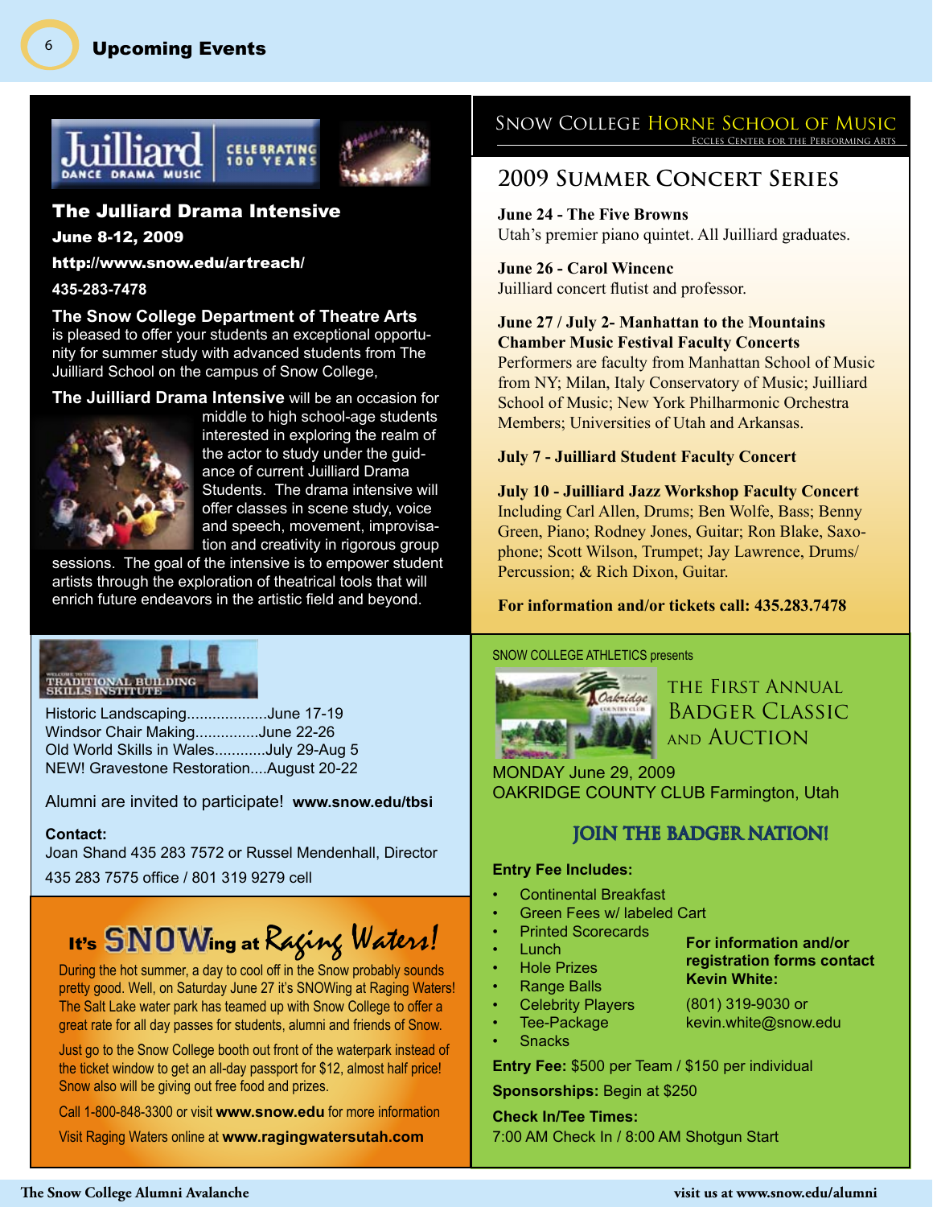## Upcoming Events

Juilliard DANCE DRAMA MUSIC — CELEBRATING 100 YEARS

### The Julliard Drama Intensive

**June 8-12, 2009**

**http://www.snow.edu/artreach/**

**435-283-7478**

**The Snow College Department of Theatre Arts** is pleased to offer your students an exceptional opportunity for summer study with advanced students from The Juilliard School on the campus of Snow College,

**The Juilliard Drama Intensive** will be an occasion for middle to high school-age students interested in exploring the realm of the actor to study under the guidance of current Juilliard Drama Students. The drama intensive will offer classes in scene study, voice and speech, movement, improvisation and creativity in rigorous group sessions. The goal of the intensive is to empower student artists through the exploration of theatrical tools that will enrich future endeavors in the artistic field and beyond.

### Snow College Horne School of Music

Eccles Center for the Performing Arts

## 2009 Summer Concert Series

**June 24 - The Five Browns**
Utah's premier piano quintet. All Juilliard graduates.

**June 26 - Carol Wincenc**
Juilliard concert flutist and professor.

**June 27 / July 2- Manhattan to the Mountains Chamber Music Festival Faculty Concerts**
Performers are faculty from Manhattan School of Music from NY; Milan, Italy Conservatory of Music; Juilliard School of Music; New York Philharmonic Orchestra Members; Universities of Utah and Arkansas.

**July 7 - Juilliard Student Faculty Concert**

**July 10 - Juilliard Jazz Workshop Faculty Concert**
Including Carl Allen, Drums; Ben Wolfe, Bass; Benny Green, Piano; Rodney Jones, Guitar; Ron Blake, Saxophone; Scott Wilson, Trumpet; Jay Lawrence, Drums/ Percussion; & Rich Dixon, Guitar.

**For information and/or tickets call: 435.283.7478**

### Welcome to the Traditional Building Skills Institute

Historic Landscaping...................June 17-19
Windsor Chair Making...............June 22-26
Old World Skills in Wales............July 29-Aug 5
NEW! Gravestone Restoration....August 20-22

Alumni are invited to participate! **www.snow.edu/tbsi**

**Contact:**
Joan Shand 435 283 7572 or Russel Mendenhall, Director
435 283 7575 office / 801 319 9279 cell

## It's SNOWing at Raging Waters!

During the hot summer, a day to cool off in the Snow probably sounds pretty good. Well, on Saturday June 27 it's SNOWing at Raging Waters! The Salt Lake water park has teamed up with Snow College to offer a great rate for all day passes for students, alumni and friends of Snow.

Just go to the Snow College booth out front of the waterpark instead of the ticket window to get an all-day passport for $12, almost half price! Snow also will be giving out free food and prizes.

Call 1-800-848-3300 or visit **www.snow.edu** for more information

Visit Raging Waters online at **www.ragingwatersutah.com**

SNOW COLLEGE ATHLETICS presents

## The First Annual Badger Classic and Auction

MONDAY June 29, 2009
OAKRIDGE COUNTY CLUB Farmington, Utah

### JOIN THE BADGER NATION!

**Entry Fee Includes:**

- Continental Breakfast
- Green Fees w/ labeled Cart
- Printed Scorecards
- Lunch
- Hole Prizes
- Range Balls
- Celebrity Players
- Tee-Package
- Snacks

**For information and/or registration forms contact Kevin White:**
(801) 319-9030 or
kevin.white@snow.edu

**Entry Fee:** $500 per Team / $150 per individual

**Sponsorships:** Begin at $250

**Check In/Tee Times:**
7:00 AM Check In / 8:00 AM Shotgun Start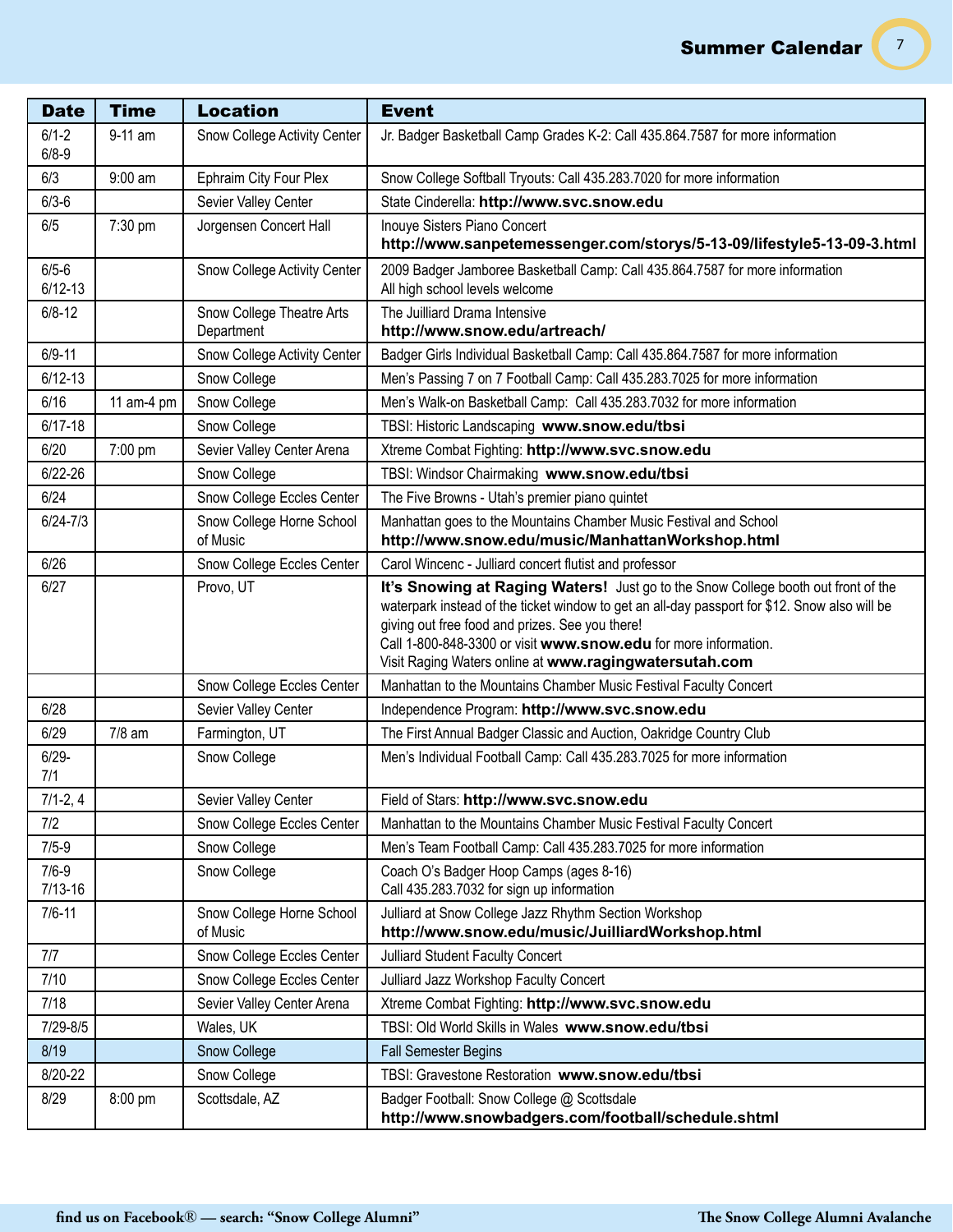# Summer Calendar

| Date | Time | Location | Event |
|---|---|---|---|
| 6/1-2<br>6/8-9 | 9-11 am | Snow College Activity Center | Jr. Badger Basketball Camp Grades K-2: Call 435.864.7587 for more information |
| 6/3 | 9:00 am | Ephraim City Four Plex | Snow College Softball Tryouts: Call 435.283.7020 for more information |
| 6/3-6 | | Sevier Valley Center | State Cinderella: **http://www.svc.snow.edu** |
| 6/5 | 7:30 pm | Jorgensen Concert Hall | Inouye Sisters Piano Concert<br>**http://www.sanpetemessenger.com/storys/5-13-09/lifestyle5-13-09-3.html** |
| 6/5-6<br>6/12-13 | | Snow College Activity Center | 2009 Badger Jamboree Basketball Camp: Call 435.864.7587 for more information<br>All high school levels welcome |
| 6/8-12 | | Snow College Theatre Arts Department | The Juilliard Drama Intensive<br>**http://www.snow.edu/artreach/** |
| 6/9-11 | | Snow College Activity Center | Badger Girls Individual Basketball Camp: Call 435.864.7587 for more information |
| 6/12-13 | | Snow College | Men's Passing 7 on 7 Football Camp: Call 435.283.7025 for more information |
| 6/16 | 11 am-4 pm | Snow College | Men's Walk-on Basketball Camp: Call 435.283.7032 for more information |
| 6/17-18 | | Snow College | TBSI: Historic Landscaping **www.snow.edu/tbsi** |
| 6/20 | 7:00 pm | Sevier Valley Center Arena | Xtreme Combat Fighting: **http://www.svc.snow.edu** |
| 6/22-26 | | Snow College | TBSI: Windsor Chairmaking **www.snow.edu/tbsi** |
| 6/24 | | Snow College Eccles Center | The Five Browns - Utah's premier piano quintet |
| 6/24-7/3 | | Snow College Horne School of Music | Manhattan goes to the Mountains Chamber Music Festival and School<br>**http://www.snow.edu/music/ManhattanWorkshop.html** |
| 6/26 | | Snow College Eccles Center | Carol Wincenc - Julliard concert flutist and professor |
| 6/27 | | Provo, UT | **It's Snowing at Raging Waters!** Just go to the Snow College booth out front of the waterpark instead of the ticket window to get an all-day passport for $12. Snow also will be giving out free food and prizes. See you there!<br>Call 1-800-848-3300 or visit **www.snow.edu** for more information.<br>Visit Raging Waters online at **www.ragingwatersutah.com** |
| | | Snow College Eccles Center | Manhattan to the Mountains Chamber Music Festival Faculty Concert |
| 6/28 | | Sevier Valley Center | Independence Program: **http://www.svc.snow.edu** |
| 6/29 | 7/8 am | Farmington, UT | The First Annual Badger Classic and Auction, Oakridge Country Club |
| 6/29-7/1 | | Snow College | Men's Individual Football Camp: Call 435.283.7025 for more information |
| 7/1-2, 4 | | Sevier Valley Center | Field of Stars: **http://www.svc.snow.edu** |
| 7/2 | | Snow College Eccles Center | Manhattan to the Mountains Chamber Music Festival Faculty Concert |
| 7/5-9 | | Snow College | Men's Team Football Camp: Call 435.283.7025 for more information |
| 7/6-9<br>7/13-16 | | Snow College | Coach O's Badger Hoop Camps (ages 8-16)<br>Call 435.283.7032 for sign up information |
| 7/6-11 | | Snow College Horne School of Music | Julliard at Snow College Jazz Rhythm Section Workshop<br>**http://www.snow.edu/music/JuilliardWorkshop.html** |
| 7/7 | | Snow College Eccles Center | Julliard Student Faculty Concert |
| 7/10 | | Snow College Eccles Center | Julliard Jazz Workshop Faculty Concert |
| 7/18 | | Sevier Valley Center Arena | Xtreme Combat Fighting: **http://www.svc.snow.edu** |
| 7/29-8/5 | | Wales, UK | TBSI: Old World Skills in Wales **www.snow.edu/tbsi** |
| 8/19 | | Snow College | Fall Semester Begins |
| 8/20-22 | | Snow College | TBSI: Gravestone Restoration **www.snow.edu/tbsi** |
| 8/29 | 8:00 pm | Scottsdale, AZ | Badger Football: Snow College @ Scottsdale<br>**http://www.snowbadgers.com/football/schedule.shtml** |

find us on Facebook® — search: "Snow College Alumni"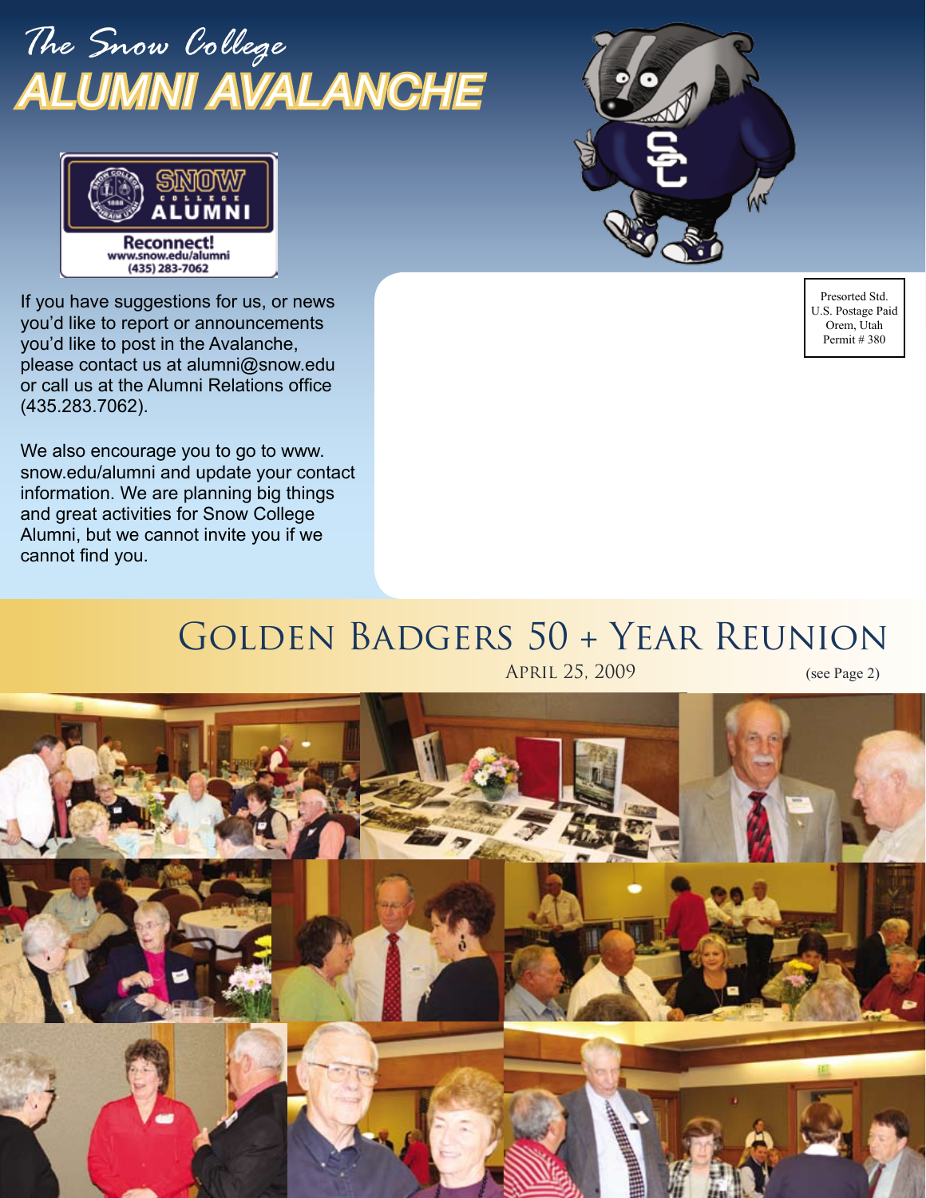# The Snow College ALUMNI AVALANCHE

SNOW COLLEGE ALUMNI

Reconnect!
www.snow.edu/alumni
(435) 283-7062

If you have suggestions for us, or news you'd like to report or announcements you'd like to post in the Avalanche, please contact us at alumni@snow.edu or call us at the Alumni Relations office (435.283.7062).

We also encourage you to go to www.snow.edu/alumni and update your contact information. We are planning big things and great activities for Snow College Alumni, but we cannot invite you if we cannot find you.

Presorted Std.
U.S. Postage Paid
Orem, Utah
Permit # 380

## Golden Badgers 50 + Year Reunion

April 25, 2009

(see Page 2)